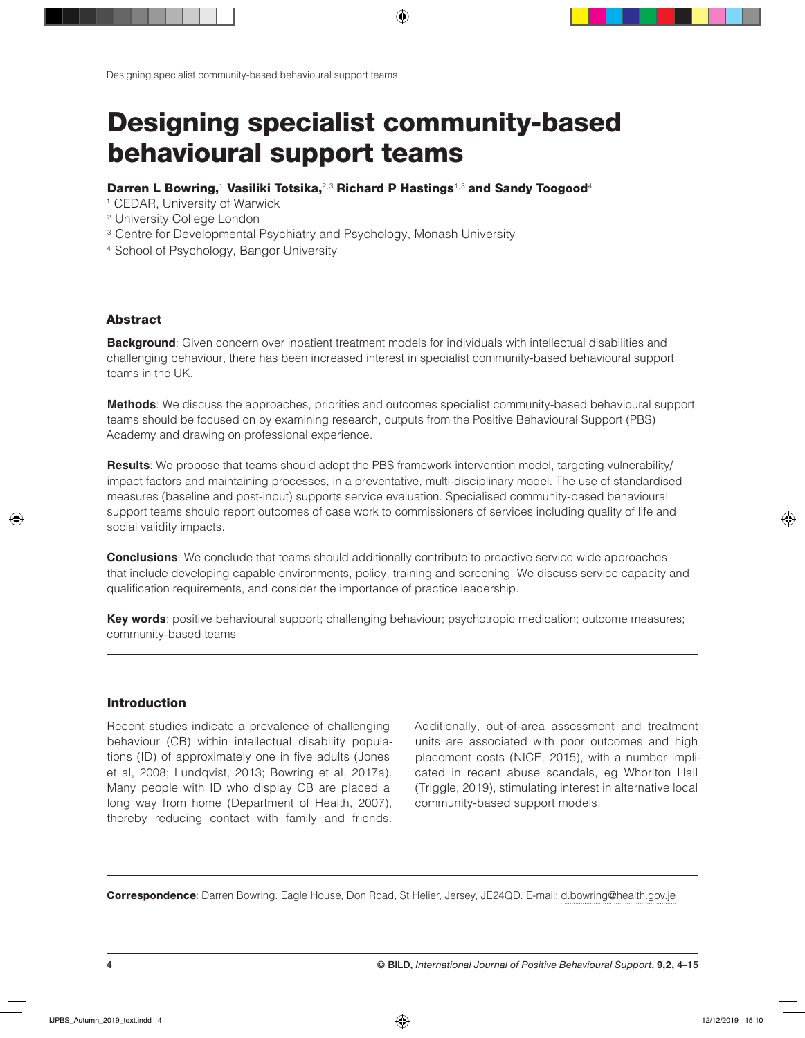# Designing specialist community-based behavioural support teams

**Darren L Bowring,**[1] **Vasiliki Totsika,**[2,3] **Richard P Hastings**[1,3] **and Sandy Toogood**[4]

[1] CEDAR, University of Warwick
[2] University College London
[3] Centre for Developmental Psychiatry and Psychology, Monash University
[4] School of Psychology, Bangor University

### Abstract

**Background**: Given concern over inpatient treatment models for individuals with intellectual disabilities and challenging behaviour, there has been increased interest in specialist community-based behavioural support teams in the UK.

**Methods**: We discuss the approaches, priorities and outcomes specialist community-based behavioural support teams should be focused on by examining research, outputs from the Positive Behavioural Support (PBS) Academy and drawing on professional experience.

**Results**: We propose that teams should adopt the PBS framework intervention model, targeting vulnerability/impact factors and maintaining processes, in a preventative, multi-disciplinary model. The use of standardised measures (baseline and post-input) supports service evaluation. Specialised community-based behavioural support teams should report outcomes of case work to commissioners of services including quality of life and social validity impacts.

**Conclusions**: We conclude that teams should additionally contribute to proactive service wide approaches that include developing capable environments, policy, training and screening. We discuss service capacity and qualification requirements, and consider the importance of practice leadership.

**Key words**: positive behavioural support; challenging behaviour; psychotropic medication; outcome measures; community-based teams

### Introduction

Recent studies indicate a prevalence of challenging behaviour (CB) within intellectual disability populations (ID) of approximately one in five adults (Jones et al, 2008; Lundqvist, 2013; Bowring et al, 2017a). Many people with ID who display CB are placed a long way from home (Department of Health, 2007), thereby reducing contact with family and friends. Additionally, out-of-area assessment and treatment units are associated with poor outcomes and high placement costs (NICE, 2015), with a number implicated in recent abuse scandals, eg Whorlton Hall (Triggle, 2019), stimulating interest in alternative local community-based support models.

**Correspondence**: Darren Bowring. Eagle House, Don Road, St Helier, Jersey, JE24QD. E-mail: d.bowring@health.gov.je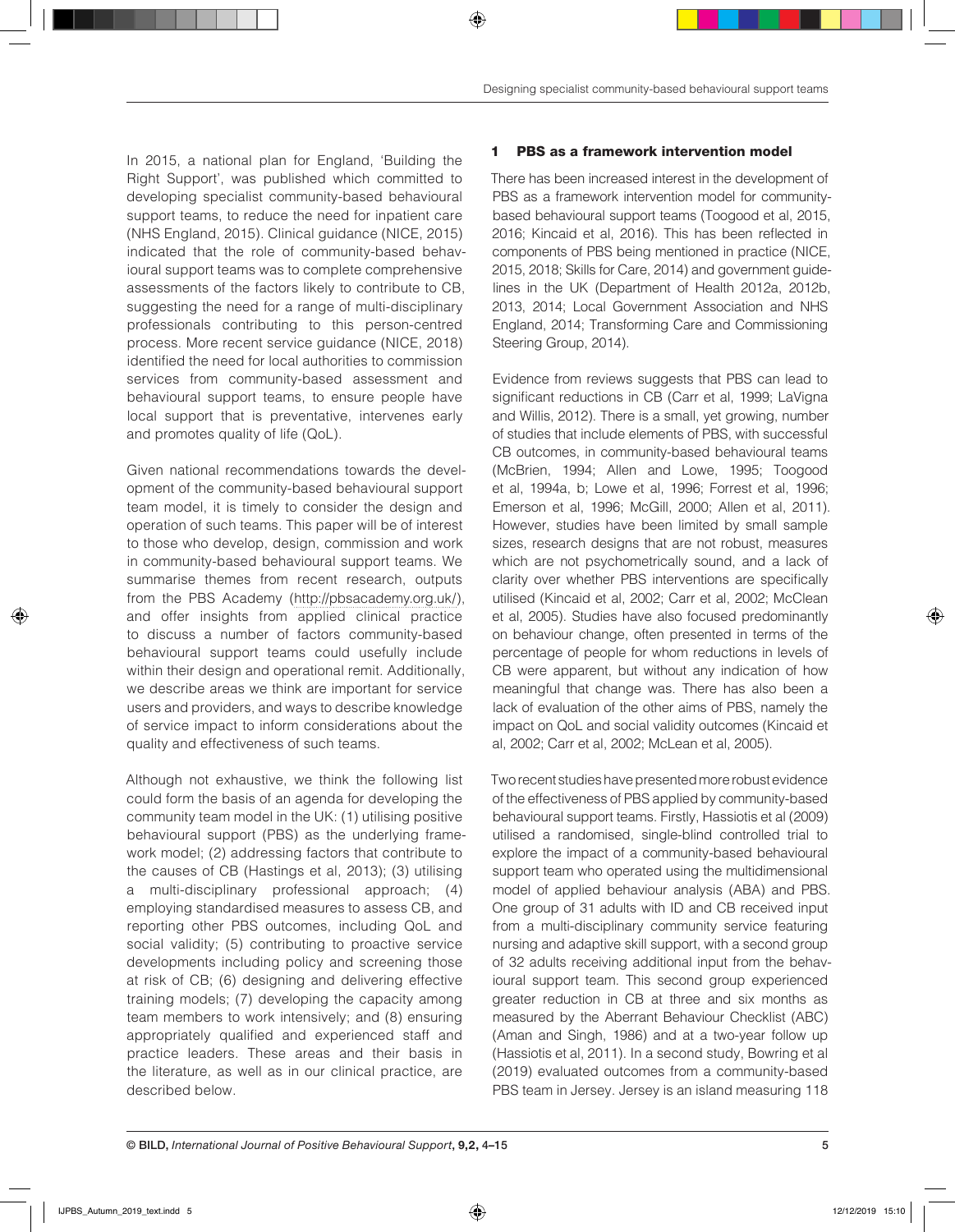In 2015, a national plan for England, 'Building the Right Support', was published which committed to developing specialist community-based behavioural support teams, to reduce the need for inpatient care (NHS England, 2015). Clinical guidance (NICE, 2015) indicated that the role of community-based behavioural support teams was to complete comprehensive assessments of the factors likely to contribute to CB, suggesting the need for a range of multi-disciplinary professionals contributing to this person-centred process. More recent service guidance (NICE, 2018) identified the need for local authorities to commission services from community-based assessment and behavioural support teams, to ensure people have local support that is preventative, intervenes early and promotes quality of life (QoL).

Given national recommendations towards the development of the community-based behavioural support team model, it is timely to consider the design and operation of such teams. This paper will be of interest to those who develop, design, commission and work in community-based behavioural support teams. We summarise themes from recent research, outputs from the PBS Academy (http://pbsacademy.org.uk/), and offer insights from applied clinical practice to discuss a number of factors community-based behavioural support teams could usefully include within their design and operational remit. Additionally, we describe areas we think are important for service users and providers, and ways to describe knowledge of service impact to inform considerations about the quality and effectiveness of such teams.

Although not exhaustive, we think the following list could form the basis of an agenda for developing the community team model in the UK: (1) utilising positive behavioural support (PBS) as the underlying framework model; (2) addressing factors that contribute to the causes of CB (Hastings et al, 2013); (3) utilising a multi-disciplinary professional approach; (4) employing standardised measures to assess CB, and reporting other PBS outcomes, including QoL and social validity; (5) contributing to proactive service developments including policy and screening those at risk of CB; (6) designing and delivering effective training models; (7) developing the capacity among team members to work intensively; and (8) ensuring appropriately qualified and experienced staff and practice leaders. These areas and their basis in the literature, as well as in our clinical practice, are described below.

## 1 PBS as a framework intervention model

There has been increased interest in the development of PBS as a framework intervention model for community-based behavioural support teams (Toogood et al, 2015, 2016; Kincaid et al, 2016). This has been reflected in components of PBS being mentioned in practice (NICE, 2015, 2018; Skills for Care, 2014) and government guidelines in the UK (Department of Health 2012a, 2012b, 2013, 2014; Local Government Association and NHS England, 2014; Transforming Care and Commissioning Steering Group, 2014).

Evidence from reviews suggests that PBS can lead to significant reductions in CB (Carr et al, 1999; LaVigna and Willis, 2012). There is a small, yet growing, number of studies that include elements of PBS, with successful CB outcomes, in community-based behavioural teams (McBrien, 1994; Allen and Lowe, 1995; Toogood et al, 1994a, b; Lowe et al, 1996; Forrest et al, 1996; Emerson et al, 1996; McGill, 2000; Allen et al, 2011). However, studies have been limited by small sample sizes, research designs that are not robust, measures which are not psychometrically sound, and a lack of clarity over whether PBS interventions are specifically utilised (Kincaid et al, 2002; Carr et al, 2002; McClean et al, 2005). Studies have also focused predominantly on behaviour change, often presented in terms of the percentage of people for whom reductions in levels of CB were apparent, but without any indication of how meaningful that change was. There has also been a lack of evaluation of the other aims of PBS, namely the impact on QoL and social validity outcomes (Kincaid et al, 2002; Carr et al, 2002; McLean et al, 2005).

Two recent studies have presented more robust evidence of the effectiveness of PBS applied by community-based behavioural support teams. Firstly, Hassiotis et al (2009) utilised a randomised, single-blind controlled trial to explore the impact of a community-based behavioural support team who operated using the multidimensional model of applied behaviour analysis (ABA) and PBS. One group of 31 adults with ID and CB received input from a multi-disciplinary community service featuring nursing and adaptive skill support, with a second group of 32 adults receiving additional input from the behavioural support team. This second group experienced greater reduction in CB at three and six months as measured by the Aberrant Behaviour Checklist (ABC) (Aman and Singh, 1986) and at a two-year follow up (Hassiotis et al, 2011). In a second study, Bowring et al (2019) evaluated outcomes from a community-based PBS team in Jersey. Jersey is an island measuring 118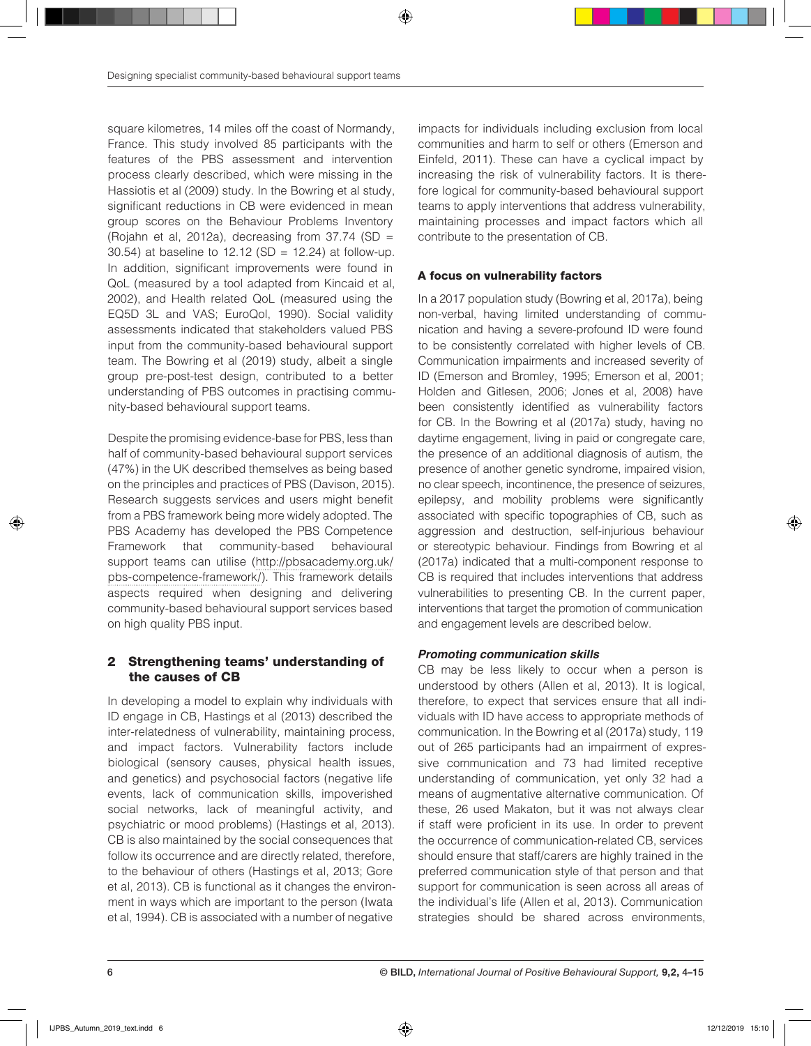square kilometres, 14 miles off the coast of Normandy, France. This study involved 85 participants with the features of the PBS assessment and intervention process clearly described, which were missing in the Hassiotis et al (2009) study. In the Bowring et al study, significant reductions in CB were evidenced in mean group scores on the Behaviour Problems Inventory (Rojahn et al, 2012a), decreasing from 37.74 (SD = 30.54) at baseline to 12.12 (SD = 12.24) at follow-up. In addition, significant improvements were found in QoL (measured by a tool adapted from Kincaid et al, 2002), and Health related QoL (measured using the EQ5D 3L and VAS; EuroQol, 1990). Social validity assessments indicated that stakeholders valued PBS input from the community-based behavioural support team. The Bowring et al (2019) study, albeit a single group pre-post-test design, contributed to a better understanding of PBS outcomes in practising community-based behavioural support teams.

Despite the promising evidence-base for PBS, less than half of community-based behavioural support services (47%) in the UK described themselves as being based on the principles and practices of PBS (Davison, 2015). Research suggests services and users might benefit from a PBS framework being more widely adopted. The PBS Academy has developed the PBS Competence Framework that community-based behavioural support teams can utilise (http://pbsacademy.org.uk/pbs-competence-framework/). This framework details aspects required when designing and delivering community-based behavioural support services based on high quality PBS input.

## 2 Strengthening teams' understanding of the causes of CB

In developing a model to explain why individuals with ID engage in CB, Hastings et al (2013) described the inter-relatedness of vulnerability, maintaining process, and impact factors. Vulnerability factors include biological (sensory causes, physical health issues, and genetics) and psychosocial factors (negative life events, lack of communication skills, impoverished social networks, lack of meaningful activity, and psychiatric or mood problems) (Hastings et al, 2013). CB is also maintained by the social consequences that follow its occurrence and are directly related, therefore, to the behaviour of others (Hastings et al, 2013; Gore et al, 2013). CB is functional as it changes the environment in ways which are important to the person (Iwata et al, 1994). CB is associated with a number of negative impacts for individuals including exclusion from local communities and harm to self or others (Emerson and Einfeld, 2011). These can have a cyclical impact by increasing the risk of vulnerability factors. It is therefore logical for community-based behavioural support teams to apply interventions that address vulnerability, maintaining processes and impact factors which all contribute to the presentation of CB.

### A focus on vulnerability factors

In a 2017 population study (Bowring et al, 2017a), being non-verbal, having limited understanding of communication and having a severe-profound ID were found to be consistently correlated with higher levels of CB. Communication impairments and increased severity of ID (Emerson and Bromley, 1995; Emerson et al, 2001; Holden and Gitlesen, 2006; Jones et al, 2008) have been consistently identified as vulnerability factors for CB. In the Bowring et al (2017a) study, having no daytime engagement, living in paid or congregate care, the presence of an additional diagnosis of autism, the presence of another genetic syndrome, impaired vision, no clear speech, incontinence, the presence of seizures, epilepsy, and mobility problems were significantly associated with specific topographies of CB, such as aggression and destruction, self-injurious behaviour or stereotypic behaviour. Findings from Bowring et al (2017a) indicated that a multi-component response to CB is required that includes interventions that address vulnerabilities to presenting CB. In the current paper, interventions that target the promotion of communication and engagement levels are described below.

#### *Promoting communication skills*

CB may be less likely to occur when a person is understood by others (Allen et al, 2013). It is logical, therefore, to expect that services ensure that all individuals with ID have access to appropriate methods of communication. In the Bowring et al (2017a) study, 119 out of 265 participants had an impairment of expressive communication and 73 had limited receptive understanding of communication, yet only 32 had a means of augmentative alternative communication. Of these, 26 used Makaton, but it was not always clear if staff were proficient in its use. In order to prevent the occurrence of communication-related CB, services should ensure that staff/carers are highly trained in the preferred communication style of that person and that support for communication is seen across all areas of the individual's life (Allen et al, 2013). Communication strategies should be shared across environments,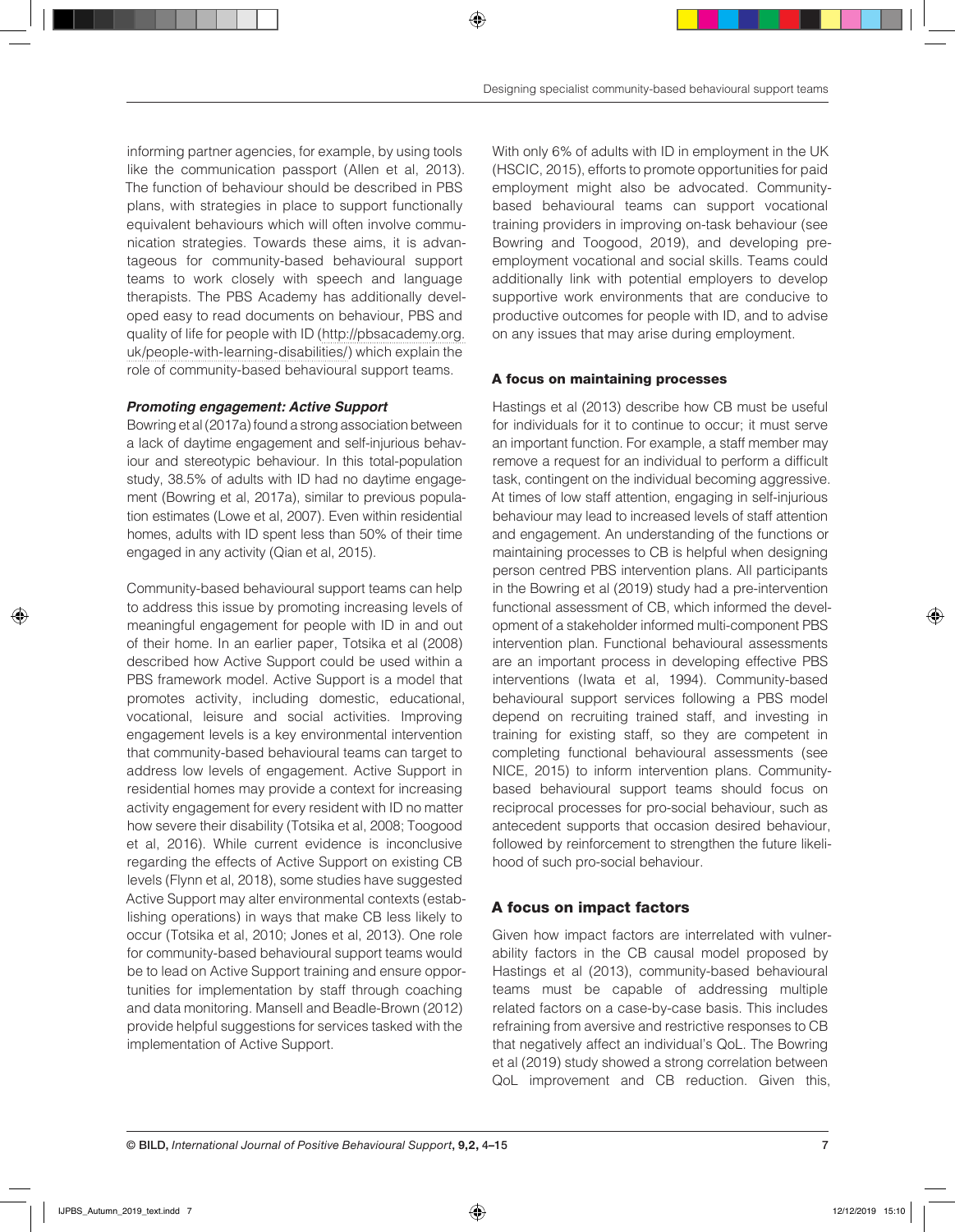informing partner agencies, for example, by using tools like the communication passport (Allen et al, 2013). The function of behaviour should be described in PBS plans, with strategies in place to support functionally equivalent behaviours which will often involve communication strategies. Towards these aims, it is advantageous for community-based behavioural support teams to work closely with speech and language therapists. The PBS Academy has additionally developed easy to read documents on behaviour, PBS and quality of life for people with ID (http://pbsacademy.org.uk/people-with-learning-disabilities/) which explain the role of community-based behavioural support teams.

### *Promoting engagement: Active Support*

Bowring et al (2017a) found a strong association between a lack of daytime engagement and self-injurious behaviour and stereotypic behaviour. In this total-population study, 38.5% of adults with ID had no daytime engagement (Bowring et al, 2017a), similar to previous population estimates (Lowe et al, 2007). Even within residential homes, adults with ID spent less than 50% of their time engaged in any activity (Qian et al, 2015).

Community-based behavioural support teams can help to address this issue by promoting increasing levels of meaningful engagement for people with ID in and out of their home. In an earlier paper, Totsika et al (2008) described how Active Support could be used within a PBS framework model. Active Support is a model that promotes activity, including domestic, educational, vocational, leisure and social activities. Improving engagement levels is a key environmental intervention that community-based behavioural teams can target to address low levels of engagement. Active Support in residential homes may provide a context for increasing activity engagement for every resident with ID no matter how severe their disability (Totsika et al, 2008; Toogood et al, 2016). While current evidence is inconclusive regarding the effects of Active Support on existing CB levels (Flynn et al, 2018), some studies have suggested Active Support may alter environmental contexts (establishing operations) in ways that make CB less likely to occur (Totsika et al, 2010; Jones et al, 2013). One role for community-based behavioural support teams would be to lead on Active Support training and ensure opportunities for implementation by staff through coaching and data monitoring. Mansell and Beadle-Brown (2012) provide helpful suggestions for services tasked with the implementation of Active Support.

With only 6% of adults with ID in employment in the UK (HSCIC, 2015), efforts to promote opportunities for paid employment might also be advocated. Community-based behavioural teams can support vocational training providers in improving on-task behaviour (see Bowring and Toogood, 2019), and developing pre-employment vocational and social skills. Teams could additionally link with potential employers to develop supportive work environments that are conducive to productive outcomes for people with ID, and to advise on any issues that may arise during employment.

### A focus on maintaining processes

Hastings et al (2013) describe how CB must be useful for individuals for it to continue to occur; it must serve an important function. For example, a staff member may remove a request for an individual to perform a difficult task, contingent on the individual becoming aggressive. At times of low staff attention, engaging in self-injurious behaviour may lead to increased levels of staff attention and engagement. An understanding of the functions or maintaining processes to CB is helpful when designing person centred PBS intervention plans. All participants in the Bowring et al (2019) study had a pre-intervention functional assessment of CB, which informed the development of a stakeholder informed multi-component PBS intervention plan. Functional behavioural assessments are an important process in developing effective PBS interventions (Iwata et al, 1994). Community-based behavioural support services following a PBS model depend on recruiting trained staff, and investing in training for existing staff, so they are competent in completing functional behavioural assessments (see NICE, 2015) to inform intervention plans. Community-based behavioural support teams should focus on reciprocal processes for pro-social behaviour, such as antecedent supports that occasion desired behaviour, followed by reinforcement to strengthen the future likelihood of such pro-social behaviour.

## A focus on impact factors

Given how impact factors are interrelated with vulnerability factors in the CB causal model proposed by Hastings et al (2013), community-based behavioural teams must be capable of addressing multiple related factors on a case-by-case basis. This includes refraining from aversive and restrictive responses to CB that negatively affect an individual's QoL. The Bowring et al (2019) study showed a strong correlation between QoL improvement and CB reduction. Given this,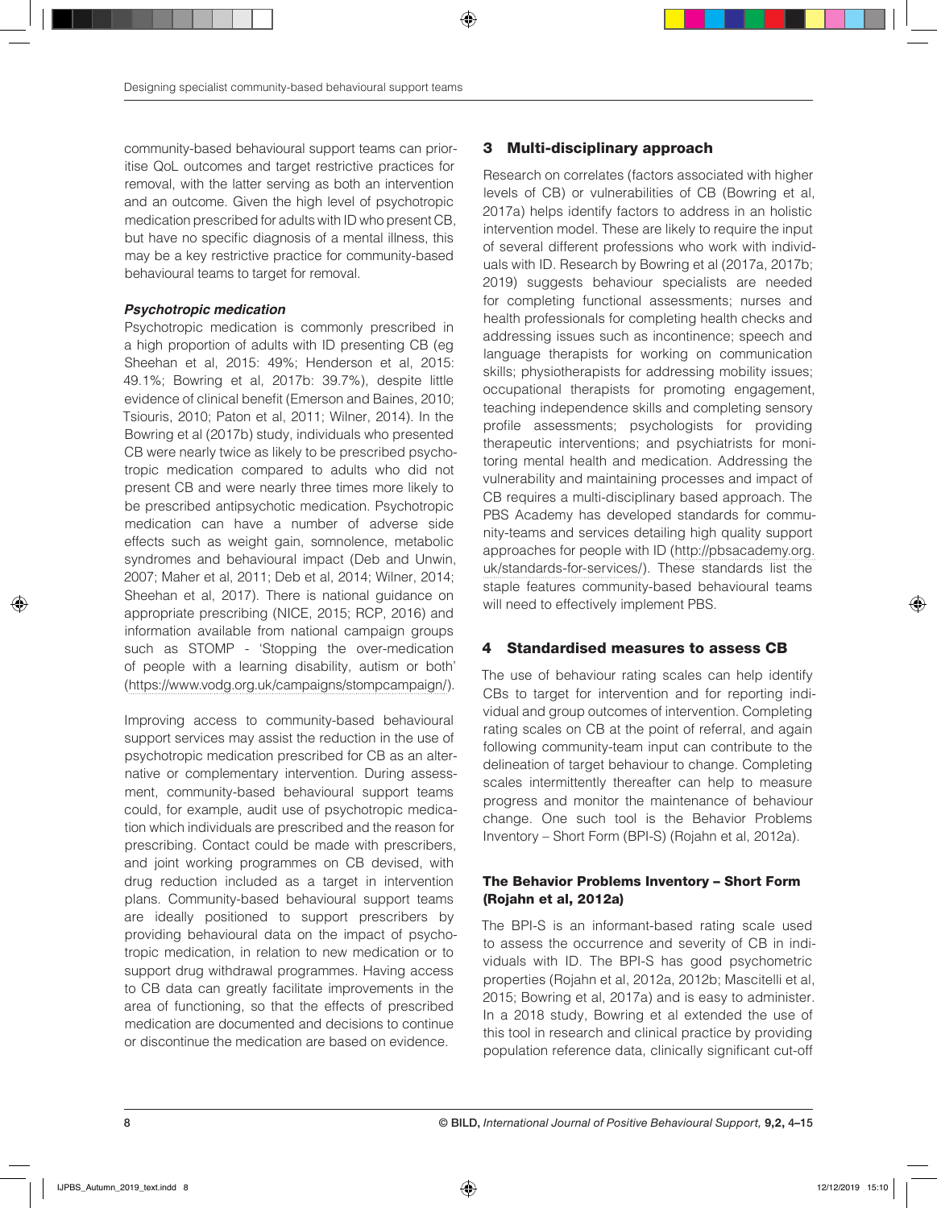community-based behavioural support teams can prioritise QoL outcomes and target restrictive practices for removal, with the latter serving as both an intervention and an outcome. Given the high level of psychotropic medication prescribed for adults with ID who present CB, but have no specific diagnosis of a mental illness, this may be a key restrictive practice for community-based behavioural teams to target for removal.

***Psychotropic medication***

Psychotropic medication is commonly prescribed in a high proportion of adults with ID presenting CB (eg Sheehan et al, 2015: 49%; Henderson et al, 2015: 49.1%; Bowring et al, 2017b: 39.7%), despite little evidence of clinical benefit (Emerson and Baines, 2010; Tsiouris, 2010; Paton et al, 2011; Wilner, 2014). In the Bowring et al (2017b) study, individuals who presented CB were nearly twice as likely to be prescribed psychotropic medication compared to adults who did not present CB and were nearly three times more likely to be prescribed antipsychotic medication. Psychotropic medication can have a number of adverse side effects such as weight gain, somnolence, metabolic syndromes and behavioural impact (Deb and Unwin, 2007; Maher et al, 2011; Deb et al, 2014; Wilner, 2014; Sheehan et al, 2017). There is national guidance on appropriate prescribing (NICE, 2015; RCP, 2016) and information available from national campaign groups such as STOMP - 'Stopping the over-medication of people with a learning disability, autism or both' (https://www.vodg.org.uk/campaigns/stompcampaign/).

Improving access to community-based behavioural support services may assist the reduction in the use of psychotropic medication prescribed for CB as an alternative or complementary intervention. During assessment, community-based behavioural support teams could, for example, audit use of psychotropic medication which individuals are prescribed and the reason for prescribing. Contact could be made with prescribers, and joint working programmes on CB devised, with drug reduction included as a target in intervention plans. Community-based behavioural support teams are ideally positioned to support prescribers by providing behavioural data on the impact of psychotropic medication, in relation to new medication or to support drug withdrawal programmes. Having access to CB data can greatly facilitate improvements in the area of functioning, so that the effects of prescribed medication are documented and decisions to continue or discontinue the medication are based on evidence.

## 3 Multi-disciplinary approach

Research on correlates (factors associated with higher levels of CB) or vulnerabilities of CB (Bowring et al, 2017a) helps identify factors to address in an holistic intervention model. These are likely to require the input of several different professions who work with individuals with ID. Research by Bowring et al (2017a, 2017b; 2019) suggests behaviour specialists are needed for completing functional assessments; nurses and health professionals for completing health checks and addressing issues such as incontinence; speech and language therapists for working on communication skills; physiotherapists for addressing mobility issues; occupational therapists for promoting engagement, teaching independence skills and completing sensory profile assessments; psychologists for providing therapeutic interventions; and psychiatrists for monitoring mental health and medication. Addressing the vulnerability and maintaining processes and impact of CB requires a multi-disciplinary based approach. The PBS Academy has developed standards for community-teams and services detailing high quality support approaches for people with ID (http://pbsacademy.org.uk/standards-for-services/). These standards list the staple features community-based behavioural teams will need to effectively implement PBS.

## 4 Standardised measures to assess CB

The use of behaviour rating scales can help identify CBs to target for intervention and for reporting individual and group outcomes of intervention. Completing rating scales on CB at the point of referral, and again following community-team input can contribute to the delineation of target behaviour to change. Completing scales intermittently thereafter can help to measure progress and monitor the maintenance of behaviour change. One such tool is the Behavior Problems Inventory – Short Form (BPI-S) (Rojahn et al, 2012a).

**The Behavior Problems Inventory – Short Form (Rojahn et al, 2012a)**

The BPI-S is an informant-based rating scale used to assess the occurrence and severity of CB in individuals with ID. The BPI-S has good psychometric properties (Rojahn et al, 2012a, 2012b; Mascitelli et al, 2015; Bowring et al, 2017a) and is easy to administer. In a 2018 study, Bowring et al extended the use of this tool in research and clinical practice by providing population reference data, clinically significant cut-off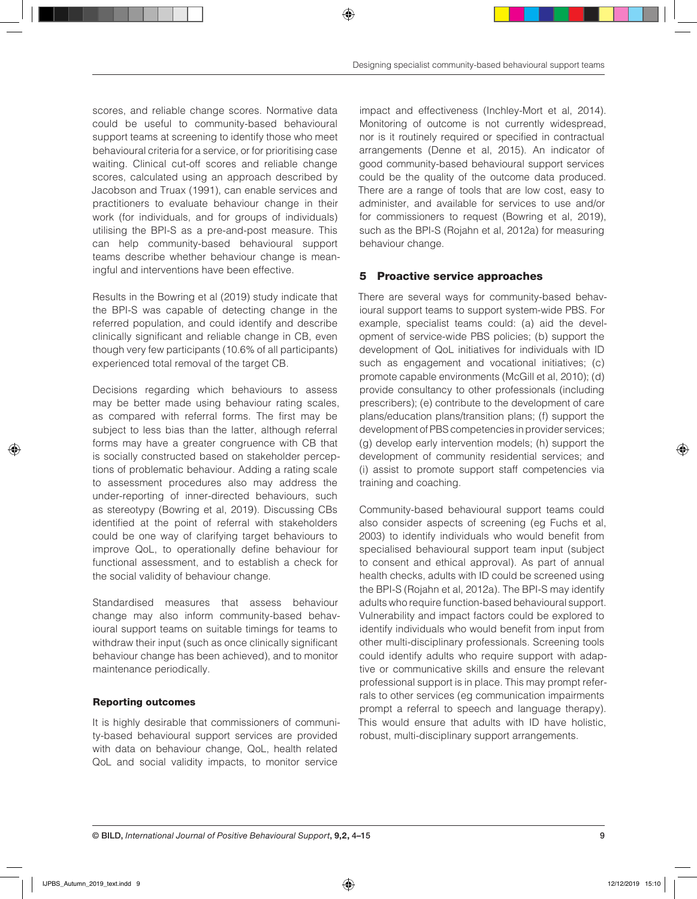scores, and reliable change scores. Normative data could be useful to community-based behavioural support teams at screening to identify those who meet behavioural criteria for a service, or for prioritising case waiting. Clinical cut-off scores and reliable change scores, calculated using an approach described by Jacobson and Truax (1991), can enable services and practitioners to evaluate behaviour change in their work (for individuals, and for groups of individuals) utilising the BPI-S as a pre-and-post measure. This can help community-based behavioural support teams describe whether behaviour change is meaningful and interventions have been effective.

Results in the Bowring et al (2019) study indicate that the BPI-S was capable of detecting change in the referred population, and could identify and describe clinically significant and reliable change in CB, even though very few participants (10.6% of all participants) experienced total removal of the target CB.

Decisions regarding which behaviours to assess may be better made using behaviour rating scales, as compared with referral forms. The first may be subject to less bias than the latter, although referral forms may have a greater congruence with CB that is socially constructed based on stakeholder perceptions of problematic behaviour. Adding a rating scale to assessment procedures also may address the under-reporting of inner-directed behaviours, such as stereotypy (Bowring et al, 2019). Discussing CBs identified at the point of referral with stakeholders could be one way of clarifying target behaviours to improve QoL, to operationally define behaviour for functional assessment, and to establish a check for the social validity of behaviour change.

Standardised measures that assess behaviour change may also inform community-based behavioural support teams on suitable timings for teams to withdraw their input (such as once clinically significant behaviour change has been achieved), and to monitor maintenance periodically.

### Reporting outcomes

It is highly desirable that commissioners of community-based behavioural support services are provided with data on behaviour change, QoL, health related QoL and social validity impacts, to monitor service impact and effectiveness (Inchley-Mort et al, 2014). Monitoring of outcome is not currently widespread, nor is it routinely required or specified in contractual arrangements (Denne et al, 2015). An indicator of good community-based behavioural support services could be the quality of the outcome data produced. There are a range of tools that are low cost, easy to administer, and available for services to use and/or for commissioners to request (Bowring et al, 2019), such as the BPI-S (Rojahn et al, 2012a) for measuring behaviour change.

## 5 Proactive service approaches

There are several ways for community-based behavioural support teams to support system-wide PBS. For example, specialist teams could: (a) aid the development of service-wide PBS policies; (b) support the development of QoL initiatives for individuals with ID such as engagement and vocational initiatives; (c) promote capable environments (McGill et al, 2010); (d) provide consultancy to other professionals (including prescribers); (e) contribute to the development of care plans/education plans/transition plans; (f) support the development of PBS competencies in provider services; (g) develop early intervention models; (h) support the development of community residential services; and (i) assist to promote support staff competencies via training and coaching.

Community-based behavioural support teams could also consider aspects of screening (eg Fuchs et al, 2003) to identify individuals who would benefit from specialised behavioural support team input (subject to consent and ethical approval). As part of annual health checks, adults with ID could be screened using the BPI-S (Rojahn et al, 2012a). The BPI-S may identify adults who require function-based behavioural support. Vulnerability and impact factors could be explored to identify individuals who would benefit from input from other multi-disciplinary professionals. Screening tools could identify adults who require support with adaptive or communicative skills and ensure the relevant professional support is in place. This may prompt referrals to other services (eg communication impairments prompt a referral to speech and language therapy). This would ensure that adults with ID have holistic, robust, multi-disciplinary support arrangements.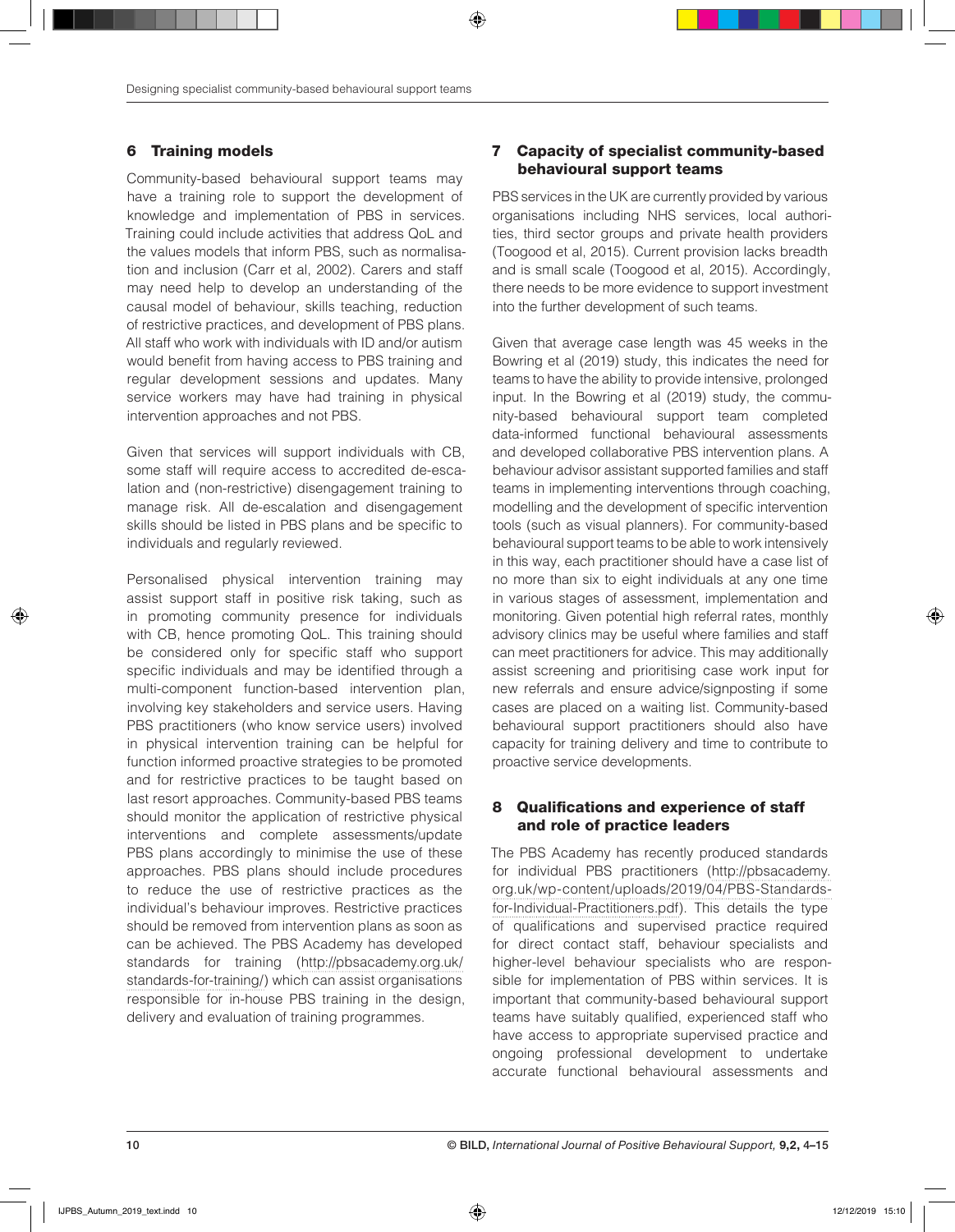## 6 Training models

Community-based behavioural support teams may have a training role to support the development of knowledge and implementation of PBS in services. Training could include activities that address QoL and the values models that inform PBS, such as normalisation and inclusion (Carr et al, 2002). Carers and staff may need help to develop an understanding of the causal model of behaviour, skills teaching, reduction of restrictive practices, and development of PBS plans. All staff who work with individuals with ID and/or autism would benefit from having access to PBS training and regular development sessions and updates. Many service workers may have had training in physical intervention approaches and not PBS.

Given that services will support individuals with CB, some staff will require access to accredited de-escalation and (non-restrictive) disengagement training to manage risk. All de-escalation and disengagement skills should be listed in PBS plans and be specific to individuals and regularly reviewed.

Personalised physical intervention training may assist support staff in positive risk taking, such as in promoting community presence for individuals with CB, hence promoting QoL. This training should be considered only for specific staff who support specific individuals and may be identified through a multi-component function-based intervention plan, involving key stakeholders and service users. Having PBS practitioners (who know service users) involved in physical intervention training can be helpful for function informed proactive strategies to be promoted and for restrictive practices to be taught based on last resort approaches. Community-based PBS teams should monitor the application of restrictive physical interventions and complete assessments/update PBS plans accordingly to minimise the use of these approaches. PBS plans should include procedures to reduce the use of restrictive practices as the individual's behaviour improves. Restrictive practices should be removed from intervention plans as soon as can be achieved. The PBS Academy has developed standards for training (http://pbsacademy.org.uk/standards-for-training/) which can assist organisations responsible for in-house PBS training in the design, delivery and evaluation of training programmes.

## 7 Capacity of specialist community-based behavioural support teams

PBS services in the UK are currently provided by various organisations including NHS services, local authorities, third sector groups and private health providers (Toogood et al, 2015). Current provision lacks breadth and is small scale (Toogood et al, 2015). Accordingly, there needs to be more evidence to support investment into the further development of such teams.

Given that average case length was 45 weeks in the Bowring et al (2019) study, this indicates the need for teams to have the ability to provide intensive, prolonged input. In the Bowring et al (2019) study, the community-based behavioural support team completed data-informed functional behavioural assessments and developed collaborative PBS intervention plans. A behaviour advisor assistant supported families and staff teams in implementing interventions through coaching, modelling and the development of specific intervention tools (such as visual planners). For community-based behavioural support teams to be able to work intensively in this way, each practitioner should have a case list of no more than six to eight individuals at any one time in various stages of assessment, implementation and monitoring. Given potential high referral rates, monthly advisory clinics may be useful where families and staff can meet practitioners for advice. This may additionally assist screening and prioritising case work input for new referrals and ensure advice/signposting if some cases are placed on a waiting list. Community-based behavioural support practitioners should also have capacity for training delivery and time to contribute to proactive service developments.

## 8 Qualifications and experience of staff and role of practice leaders

The PBS Academy has recently produced standards for individual PBS practitioners (http://pbsacademy.org.uk/wp-content/uploads/2019/04/PBS-Standards-for-Individual-Practitioners.pdf). This details the type of qualifications and supervised practice required for direct contact staff, behaviour specialists and higher-level behaviour specialists who are responsible for implementation of PBS within services. It is important that community-based behavioural support teams have suitably qualified, experienced staff who have access to appropriate supervised practice and ongoing professional development to undertake accurate functional behavioural assessments and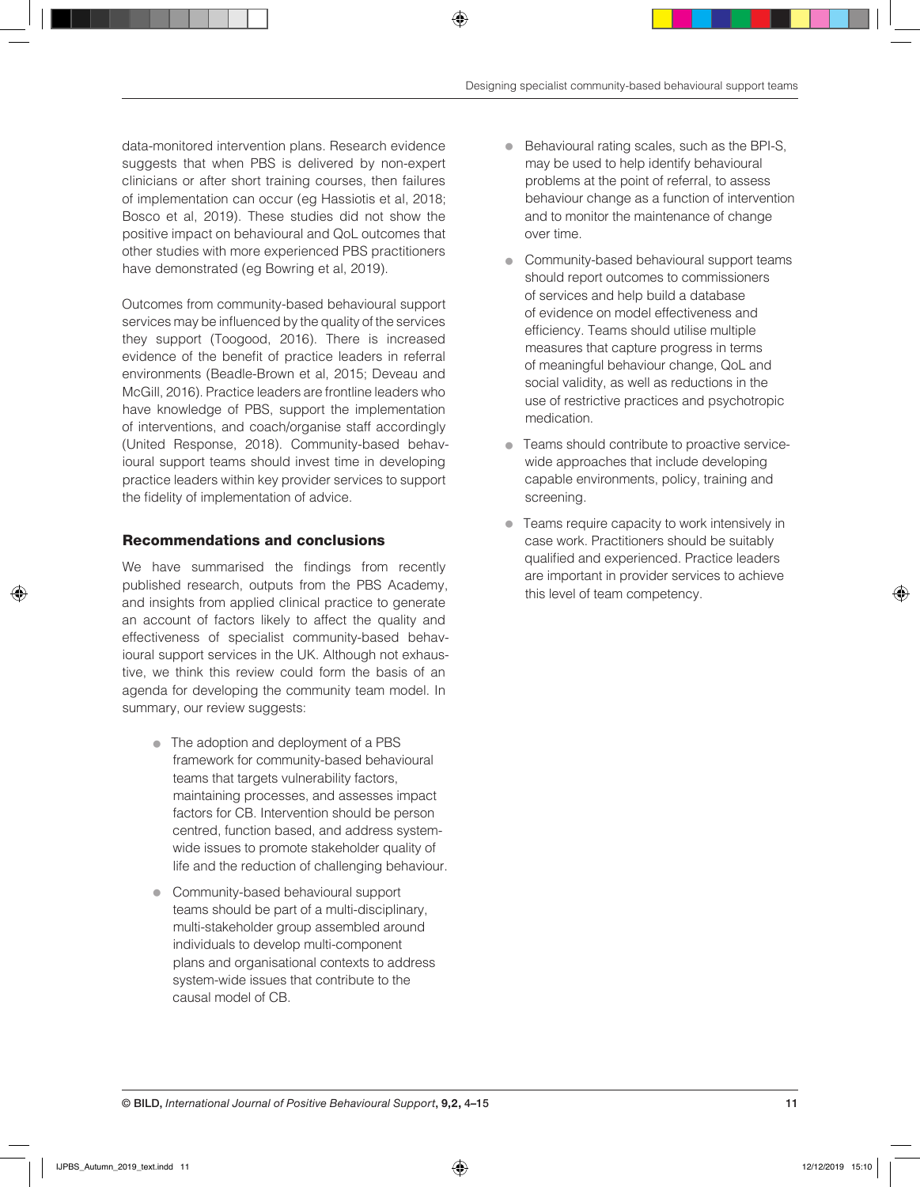data-monitored intervention plans. Research evidence suggests that when PBS is delivered by non-expert clinicians or after short training courses, then failures of implementation can occur (eg Hassiotis et al, 2018; Bosco et al, 2019). These studies did not show the positive impact on behavioural and QoL outcomes that other studies with more experienced PBS practitioners have demonstrated (eg Bowring et al, 2019).

Outcomes from community-based behavioural support services may be influenced by the quality of the services they support (Toogood, 2016). There is increased evidence of the benefit of practice leaders in referral environments (Beadle-Brown et al, 2015; Deveau and McGill, 2016). Practice leaders are frontline leaders who have knowledge of PBS, support the implementation of interventions, and coach/organise staff accordingly (United Response, 2018). Community-based behavioural support teams should invest time in developing practice leaders within key provider services to support the fidelity of implementation of advice.

## Recommendations and conclusions

We have summarised the findings from recently published research, outputs from the PBS Academy, and insights from applied clinical practice to generate an account of factors likely to affect the quality and effectiveness of specialist community-based behavioural support services in the UK. Although not exhaustive, we think this review could form the basis of an agenda for developing the community team model. In summary, our review suggests:

- The adoption and deployment of a PBS framework for community-based behavioural teams that targets vulnerability factors, maintaining processes, and assesses impact factors for CB. Intervention should be person centred, function based, and address system-wide issues to promote stakeholder quality of life and the reduction of challenging behaviour.
- Community-based behavioural support teams should be part of a multi-disciplinary, multi-stakeholder group assembled around individuals to develop multi-component plans and organisational contexts to address system-wide issues that contribute to the causal model of CB.
- Behavioural rating scales, such as the BPI-S, may be used to help identify behavioural problems at the point of referral, to assess behaviour change as a function of intervention and to monitor the maintenance of change over time.
- Community-based behavioural support teams should report outcomes to commissioners of services and help build a database of evidence on model effectiveness and efficiency. Teams should utilise multiple measures that capture progress in terms of meaningful behaviour change, QoL and social validity, as well as reductions in the use of restrictive practices and psychotropic medication.
- Teams should contribute to proactive service-wide approaches that include developing capable environments, policy, training and screening.
- Teams require capacity to work intensively in case work. Practitioners should be suitably qualified and experienced. Practice leaders are important in provider services to achieve this level of team competency.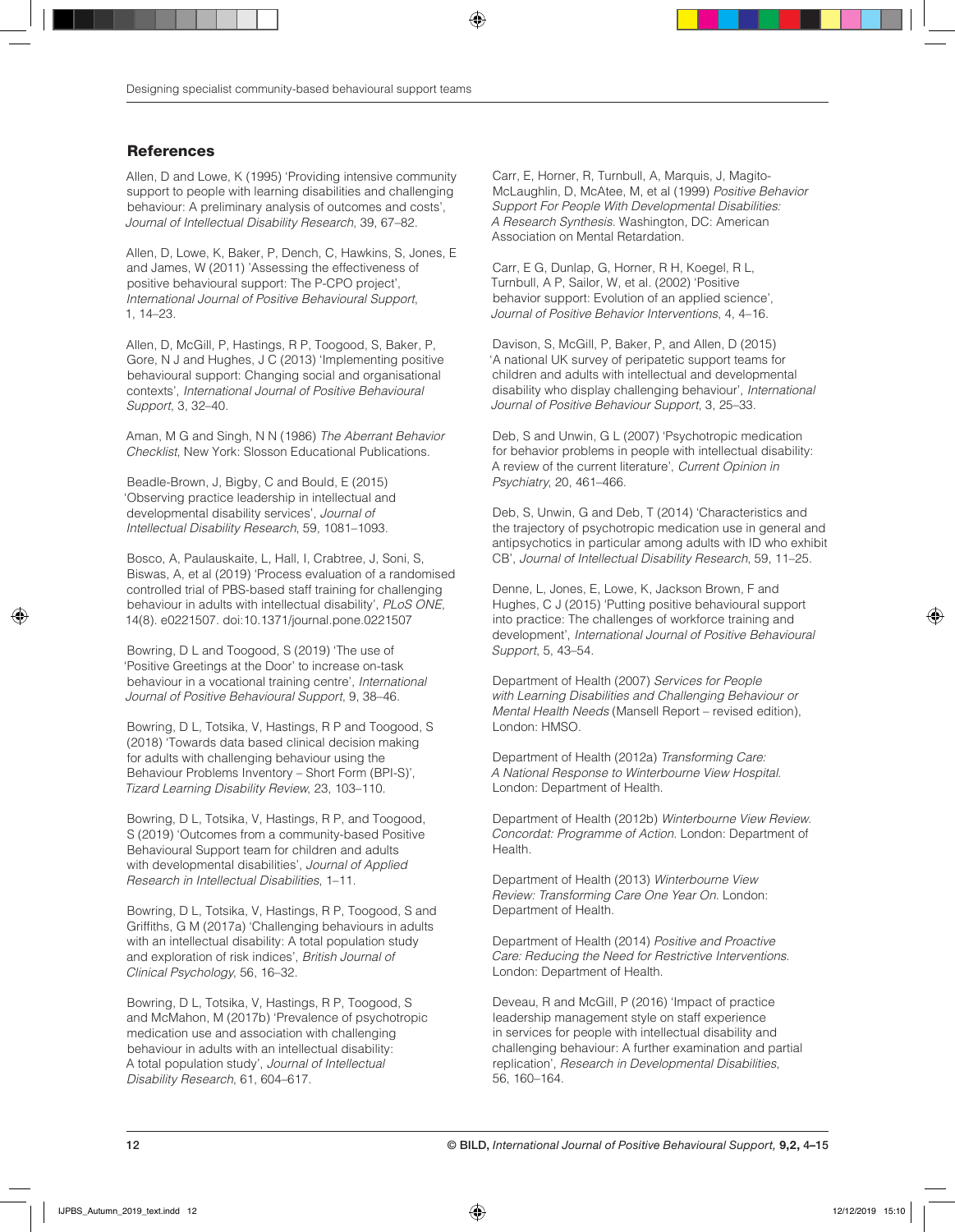## References

Allen, D and Lowe, K (1995) 'Providing intensive community support to people with learning disabilities and challenging behaviour: A preliminary analysis of outcomes and costs', *Journal of Intellectual Disability Research*, 39, 67–82.

Allen, D, Lowe, K, Baker, P, Dench, C, Hawkins, S, Jones, E and James, W (2011) 'Assessing the effectiveness of positive behavioural support: The P-CPO project', *International Journal of Positive Behavioural Support*, 1, 14–23.

Allen, D, McGill, P, Hastings, R P, Toogood, S, Baker, P, Gore, N J and Hughes, J C (2013) 'Implementing positive behavioural support: Changing social and organisational contexts', *International Journal of Positive Behavioural Support*, 3, 32–40.

Aman, M G and Singh, N N (1986) *The Aberrant Behavior Checklist*, New York: Slosson Educational Publications.

Beadle-Brown, J, Bigby, C and Bould, E (2015) 'Observing practice leadership in intellectual and developmental disability services', *Journal of Intellectual Disability Research*, 59, 1081–1093.

Bosco, A, Paulauskaite, L, Hall, I, Crabtree, J, Soni, S, Biswas, A, et al (2019) 'Process evaluation of a randomised controlled trial of PBS-based staff training for challenging behaviour in adults with intellectual disability', *PLoS ONE*, 14(8). e0221507. doi:10.1371/journal.pone.0221507

Bowring, D L and Toogood, S (2019) 'The use of 'Positive Greetings at the Door' to increase on-task behaviour in a vocational training centre', *International Journal of Positive Behavioural Support*, 9, 38–46.

Bowring, D L, Totsika, V, Hastings, R P and Toogood, S (2018) 'Towards data based clinical decision making for adults with challenging behaviour using the Behaviour Problems Inventory – Short Form (BPI-S)', *Tizard Learning Disability Review*, 23, 103–110.

Bowring, D L, Totsika, V, Hastings, R P, and Toogood, S (2019) 'Outcomes from a community-based Positive Behavioural Support team for children and adults with developmental disabilities', *Journal of Applied Research in Intellectual Disabilities*, 1–11.

Bowring, D L, Totsika, V, Hastings, R P, Toogood, S and Griffiths, G M (2017a) 'Challenging behaviours in adults with an intellectual disability: A total population study and exploration of risk indices', *British Journal of Clinical Psychology*, 56, 16–32.

Bowring, D L, Totsika, V, Hastings, R P, Toogood, S and McMahon, M (2017b) 'Prevalence of psychotropic medication use and association with challenging behaviour in adults with an intellectual disability: A total population study', *Journal of Intellectual Disability Research*, 61, 604–617.

Carr, E, Horner, R, Turnbull, A, Marquis, J, Magito-McLaughlin, D, McAtee, M, et al (1999) *Positive Behavior Support For People With Developmental Disabilities: A Research Synthesis*. Washington, DC: American Association on Mental Retardation.

Carr, E G, Dunlap, G, Horner, R H, Koegel, R L, Turnbull, A P, Sailor, W, et al. (2002) 'Positive behavior support: Evolution of an applied science', *Journal of Positive Behavior Interventions*, 4, 4–16.

Davison, S, McGill, P, Baker, P, and Allen, D (2015) 'A national UK survey of peripatetic support teams for children and adults with intellectual and developmental disability who display challenging behaviour', *International Journal of Positive Behaviour Support*, 3, 25–33.

Deb, S and Unwin, G L (2007) 'Psychotropic medication for behavior problems in people with intellectual disability: A review of the current literature', *Current Opinion in Psychiatry*, 20, 461–466.

Deb, S, Unwin, G and Deb, T (2014) 'Characteristics and the trajectory of psychotropic medication use in general and antipsychotics in particular among adults with ID who exhibit CB', *Journal of Intellectual Disability Research*, 59, 11–25.

Denne, L, Jones, E, Lowe, K, Jackson Brown, F and Hughes, C J (2015) 'Putting positive behavioural support into practice: The challenges of workforce training and development', *International Journal of Positive Behavioural Support*, 5, 43–54.

Department of Health (2007) *Services for People with Learning Disabilities and Challenging Behaviour or Mental Health Needs* (Mansell Report – revised edition), London: HMSO.

Department of Health (2012a) *Transforming Care: A National Response to Winterbourne View Hospital*. London: Department of Health.

Department of Health (2012b) *Winterbourne View Review. Concordat: Programme of Action*. London: Department of Health.

Department of Health (2013) *Winterbourne View Review: Transforming Care One Year On*. London: Department of Health.

Department of Health (2014) *Positive and Proactive Care: Reducing the Need for Restrictive Interventions*. London: Department of Health.

Deveau, R and McGill, P (2016) 'Impact of practice leadership management style on staff experience in services for people with intellectual disability and challenging behaviour: A further examination and partial replication', *Research in Developmental Disabilities*, 56, 160–164.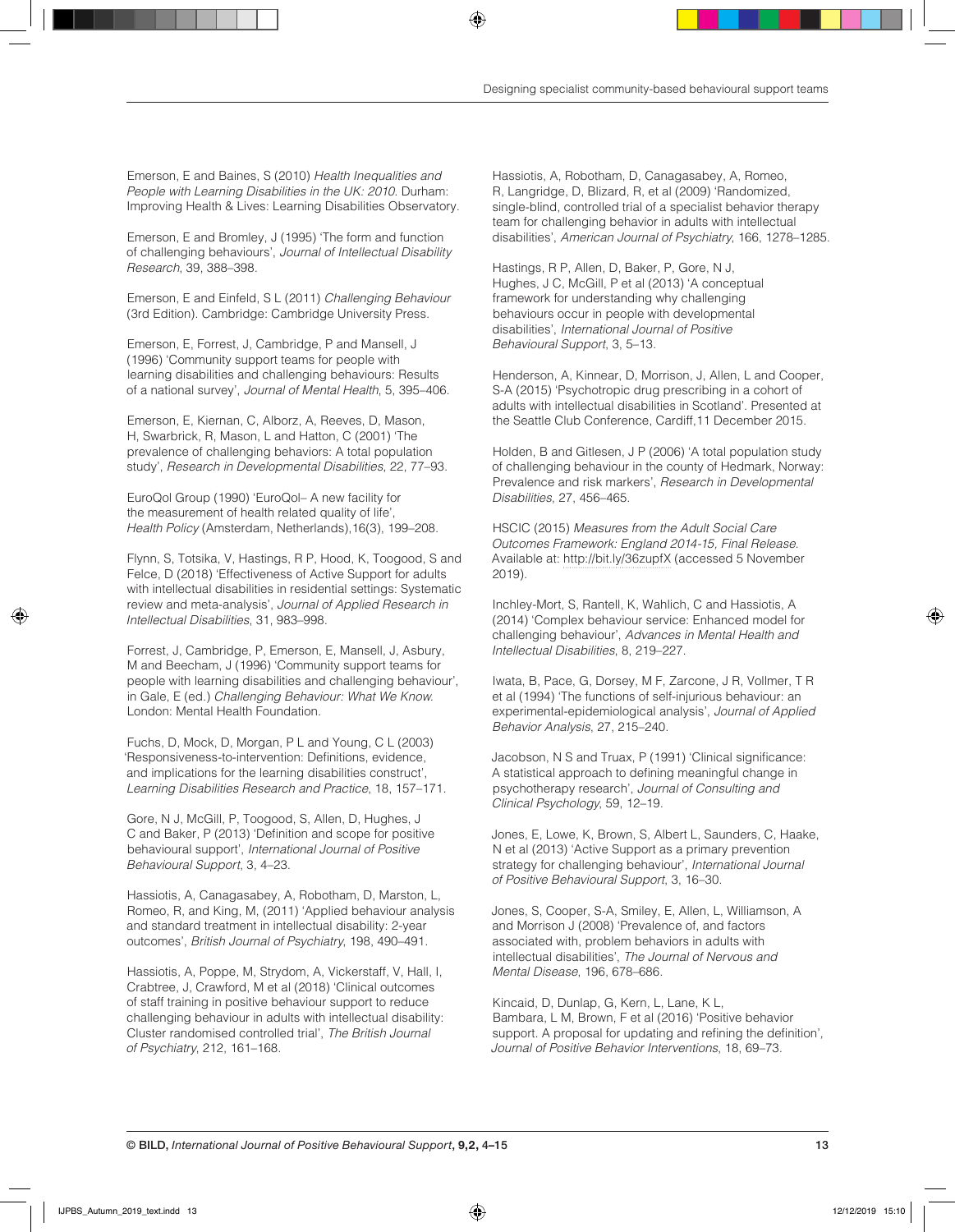Emerson, E and Baines, S (2010) *Health Inequalities and People with Learning Disabilities in the UK: 2010*. Durham: Improving Health & Lives: Learning Disabilities Observatory.

Emerson, E and Bromley, J (1995) 'The form and function of challenging behaviours', *Journal of Intellectual Disability Research*, 39, 388–398.

Emerson, E and Einfeld, S L (2011) *Challenging Behaviour* (3rd Edition). Cambridge: Cambridge University Press.

Emerson, E, Forrest, J, Cambridge, P and Mansell, J (1996) 'Community support teams for people with learning disabilities and challenging behaviours: Results of a national survey', *Journal of Mental Health*, 5, 395–406.

Emerson, E, Kiernan, C, Alborz, A, Reeves, D, Mason, H, Swarbrick, R, Mason, L and Hatton, C (2001) 'The prevalence of challenging behaviors: A total population study', *Research in Developmental Disabilities*, 22, 77–93.

EuroQol Group (1990) 'EuroQol– A new facility for the measurement of health related quality of life', *Health Policy* (Amsterdam, Netherlands),16(3), 199–208.

Flynn, S, Totsika, V, Hastings, R P, Hood, K, Toogood, S and Felce, D (2018) 'Effectiveness of Active Support for adults with intellectual disabilities in residential settings: Systematic review and meta-analysis', *Journal of Applied Research in Intellectual Disabilities*, 31, 983–998.

Forrest, J, Cambridge, P, Emerson, E, Mansell, J, Asbury, M and Beecham, J (1996) 'Community support teams for people with learning disabilities and challenging behaviour', in Gale, E (ed.) *Challenging Behaviour: What We Know*. London: Mental Health Foundation.

Fuchs, D, Mock, D, Morgan, P L and Young, C L (2003) 'Responsiveness-to-intervention: Definitions, evidence, and implications for the learning disabilities construct', *Learning Disabilities Research and Practice*, 18, 157–171.

Gore, N J, McGill, P, Toogood, S, Allen, D, Hughes, J C and Baker, P (2013) 'Definition and scope for positive behavioural support', *International Journal of Positive Behavioural Support*, 3, 4–23.

Hassiotis, A, Canagasabey, A, Robotham, D, Marston, L, Romeo, R, and King, M, (2011) 'Applied behaviour analysis and standard treatment in intellectual disability: 2-year outcomes', *British Journal of Psychiatry*, 198, 490–491.

Hassiotis, A, Poppe, M, Strydom, A, Vickerstaff, V, Hall, I, Crabtree, J, Crawford, M et al (2018) 'Clinical outcomes of staff training in positive behaviour support to reduce challenging behaviour in adults with intellectual disability: Cluster randomised controlled trial', *The British Journal of Psychiatry*, 212, 161–168.

Hassiotis, A, Robotham, D, Canagasabey, A, Romeo, R, Langridge, D, Blizard, R, et al (2009) 'Randomized, single-blind, controlled trial of a specialist behavior therapy team for challenging behavior in adults with intellectual disabilities', *American Journal of Psychiatry*, 166, 1278–1285.

Hastings, R P, Allen, D, Baker, P, Gore, N J, Hughes, J C, McGill, P et al (2013) 'A conceptual framework for understanding why challenging behaviours occur in people with developmental disabilities', *International Journal of Positive Behavioural Support*, 3, 5–13.

Henderson, A, Kinnear, D, Morrison, J, Allen, L and Cooper, S-A (2015) 'Psychotropic drug prescribing in a cohort of adults with intellectual disabilities in Scotland'. Presented at the Seattle Club Conference, Cardiff,11 December 2015.

Holden, B and Gitlesen, J P (2006) 'A total population study of challenging behaviour in the county of Hedmark, Norway: Prevalence and risk markers', *Research in Developmental Disabilities*, 27, 456–465.

HSCIC (2015) *Measures from the Adult Social Care Outcomes Framework: England 2014-15, Final Release*. Available at: http://bit.ly/36zupfX (accessed 5 November 2019).

Inchley-Mort, S, Rantell, K, Wahlich, C and Hassiotis, A (2014) 'Complex behaviour service: Enhanced model for challenging behaviour', *Advances in Mental Health and Intellectual Disabilities*, 8, 219–227.

Iwata, B, Pace, G, Dorsey, M F, Zarcone, J R, Vollmer, T R et al (1994) 'The functions of self-injurious behaviour: an experimental-epidemiological analysis', *Journal of Applied Behavior Analysis*, 27, 215–240.

Jacobson, N S and Truax, P (1991) 'Clinical significance: A statistical approach to defining meaningful change in psychotherapy research', *Journal of Consulting and Clinical Psychology*, 59, 12–19.

Jones, E, Lowe, K, Brown, S, Albert L, Saunders, C, Haake, N et al (2013) 'Active Support as a primary prevention strategy for challenging behaviour', *International Journal of Positive Behavioural Support*, 3, 16–30.

Jones, S, Cooper, S-A, Smiley, E, Allen, L, Williamson, A and Morrison J (2008) 'Prevalence of, and factors associated with, problem behaviors in adults with intellectual disabilities', *The Journal of Nervous and Mental Disease*, 196, 678–686.

Kincaid, D, Dunlap, G, Kern, L, Lane, K L, Bambara, L M, Brown, F et al (2016) 'Positive behavior support. A proposal for updating and refining the definition', *Journal of Positive Behavior Interventions*, 18, 69–73.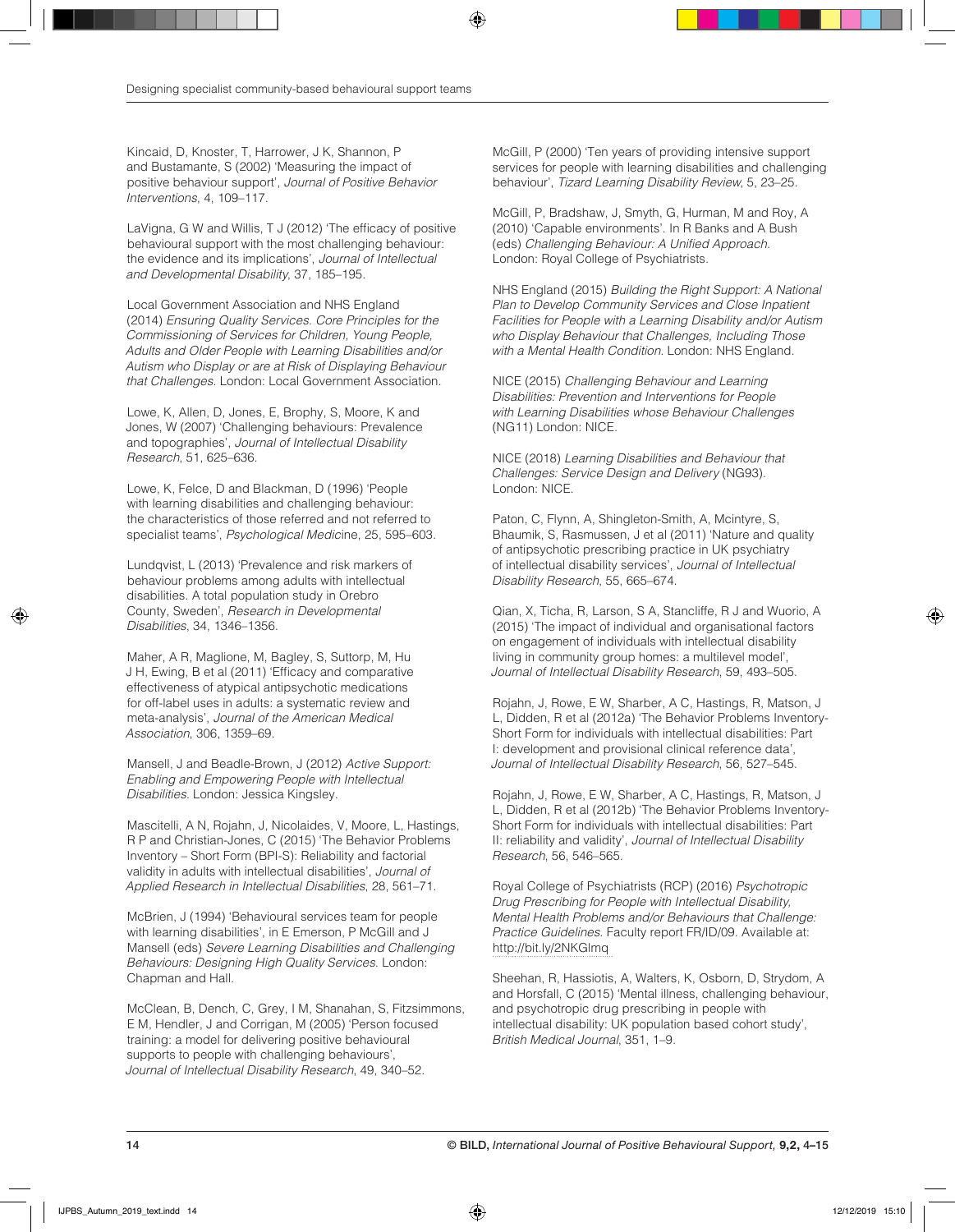Kincaid, D, Knoster, T, Harrower, J K, Shannon, P and Bustamante, S (2002) 'Measuring the impact of positive behaviour support', *Journal of Positive Behavior Interventions*, 4, 109–117.

LaVigna, G W and Willis, T J (2012) 'The efficacy of positive behavioural support with the most challenging behaviour: the evidence and its implications', *Journal of Intellectual and Developmental Disability*, 37, 185–195.

Local Government Association and NHS England (2014) *Ensuring Quality Services. Core Principles for the Commissioning of Services for Children, Young People, Adults and Older People with Learning Disabilities and/or Autism who Display or are at Risk of Displaying Behaviour that Challenges*. London: Local Government Association.

Lowe, K, Allen, D, Jones, E, Brophy, S, Moore, K and Jones, W (2007) 'Challenging behaviours: Prevalence and topographies', *Journal of Intellectual Disability Research*, 51, 625–636.

Lowe, K, Felce, D and Blackman, D (1996) 'People with learning disabilities and challenging behaviour: the characteristics of those referred and not referred to specialist teams', *Psychological Medicine*, 25, 595–603.

Lundqvist, L (2013) 'Prevalence and risk markers of behaviour problems among adults with intellectual disabilities. A total population study in Orebro County, Sweden', *Research in Developmental Disabilities*, 34, 1346–1356.

Maher, A R, Maglione, M, Bagley, S, Suttorp, M, Hu J H, Ewing, B et al (2011) 'Efficacy and comparative effectiveness of atypical antipsychotic medications for off-label uses in adults: a systematic review and meta-analysis', *Journal of the American Medical Association*, 306, 1359–69.

Mansell, J and Beadle-Brown, J (2012) *Active Support: Enabling and Empowering People with Intellectual Disabilities*. London: Jessica Kingsley.

Mascitelli, A N, Rojahn, J, Nicolaides, V, Moore, L, Hastings, R P and Christian-Jones, C (2015) 'The Behavior Problems Inventory – Short Form (BPI-S): Reliability and factorial validity in adults with intellectual disabilities', *Journal of Applied Research in Intellectual Disabilities*, 28, 561–71.

McBrien, J (1994) 'Behavioural services team for people with learning disabilities', in E Emerson, P McGill and J Mansell (eds) *Severe Learning Disabilities and Challenging Behaviours: Designing High Quality Services*. London: Chapman and Hall.

McClean, B, Dench, C, Grey, I M, Shanahan, S, Fitzsimmons, E M, Hendler, J and Corrigan, M (2005) 'Person focused training: a model for delivering positive behavioural supports to people with challenging behaviours', *Journal of Intellectual Disability Research*, 49, 340–52.

McGill, P (2000) 'Ten years of providing intensive support services for people with learning disabilities and challenging behaviour', *Tizard Learning Disability Review*, 5, 23–25.

McGill, P, Bradshaw, J, Smyth, G, Hurman, M and Roy, A (2010) 'Capable environments'. In R Banks and A Bush (eds) *Challenging Behaviour: A Unified Approach*. London: Royal College of Psychiatrists.

NHS England (2015) *Building the Right Support: A National Plan to Develop Community Services and Close Inpatient Facilities for People with a Learning Disability and/or Autism who Display Behaviour that Challenges, Including Those with a Mental Health Condition*. London: NHS England.

NICE (2015) *Challenging Behaviour and Learning Disabilities: Prevention and Interventions for People with Learning Disabilities whose Behaviour Challenges* (NG11) London: NICE.

NICE (2018) *Learning Disabilities and Behaviour that Challenges: Service Design and Delivery* (NG93). London: NICE.

Paton, C, Flynn, A, Shingleton-Smith, A, Mcintyre, S, Bhaumik, S, Rasmussen, J et al (2011) 'Nature and quality of antipsychotic prescribing practice in UK psychiatry of intellectual disability services', *Journal of Intellectual Disability Research*, 55, 665–674.

Qian, X, Ticha, R, Larson, S A, Stancliffe, R J and Wuorio, A (2015) 'The impact of individual and organisational factors on engagement of individuals with intellectual disability living in community group homes: a multilevel model', *Journal of Intellectual Disability Research*, 59, 493–505.

Rojahn, J, Rowe, E W, Sharber, A C, Hastings, R, Matson, J L, Didden, R et al (2012a) 'The Behavior Problems Inventory-Short Form for individuals with intellectual disabilities: Part I: development and provisional clinical reference data', *Journal of Intellectual Disability Research*, 56, 527–545.

Rojahn, J, Rowe, E W, Sharber, A C, Hastings, R, Matson, J L, Didden, R et al (2012b) 'The Behavior Problems Inventory-Short Form for individuals with intellectual disabilities: Part II: reliability and validity', *Journal of Intellectual Disability Research*, 56, 546–565.

Royal College of Psychiatrists (RCP) (2016) *Psychotropic Drug Prescribing for People with Intellectual Disability, Mental Health Problems and/or Behaviours that Challenge: Practice Guidelines*. Faculty report FR/ID/09. Available at: http://bit.ly/2NKGlmq

Sheehan, R, Hassiotis, A, Walters, K, Osborn, D, Strydom, A and Horsfall, C (2015) 'Mental illness, challenging behaviour, and psychotropic drug prescribing in people with intellectual disability: UK population based cohort study', *British Medical Journal*, 351, 1–9.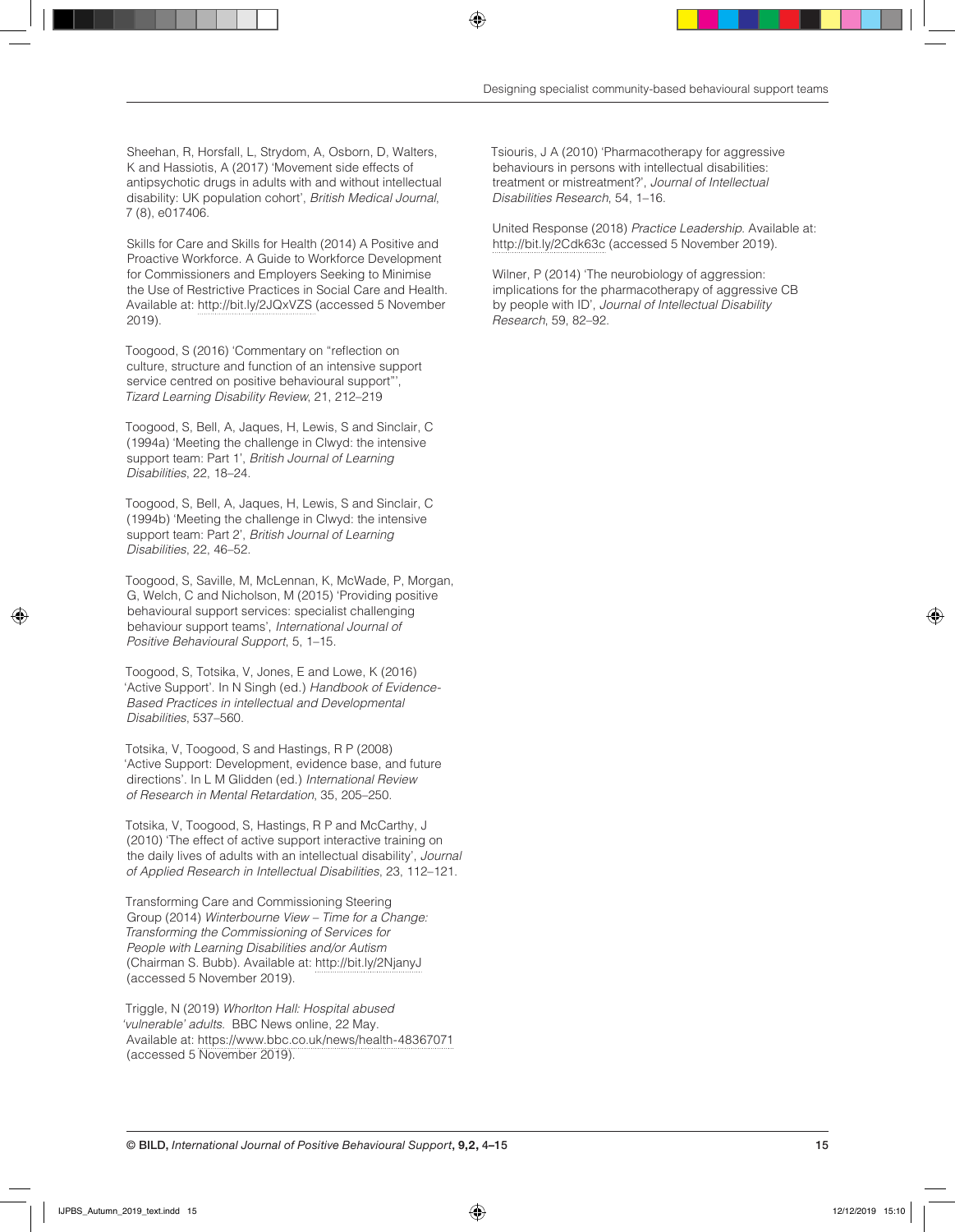Sheehan, R, Horsfall, L, Strydom, A, Osborn, D, Walters, K and Hassiotis, A (2017) 'Movement side effects of antipsychotic drugs in adults with and without intellectual disability: UK population cohort', *British Medical Journal*, 7 (8), e017406.

Skills for Care and Skills for Health (2014) A Positive and Proactive Workforce. A Guide to Workforce Development for Commissioners and Employers Seeking to Minimise the Use of Restrictive Practices in Social Care and Health. Available at: http://bit.ly/2JQxVZS (accessed 5 November 2019).

Toogood, S (2016) 'Commentary on "reflection on culture, structure and function of an intensive support service centred on positive behavioural support"', *Tizard Learning Disability Review*, 21, 212–219

Toogood, S, Bell, A, Jaques, H, Lewis, S and Sinclair, C (1994a) 'Meeting the challenge in Clwyd: the intensive support team: Part 1', *British Journal of Learning Disabilities*, 22, 18–24.

Toogood, S, Bell, A, Jaques, H, Lewis, S and Sinclair, C (1994b) 'Meeting the challenge in Clwyd: the intensive support team: Part 2', *British Journal of Learning Disabilities*, 22, 46–52.

Toogood, S, Saville, M, McLennan, K, McWade, P, Morgan, G, Welch, C and Nicholson, M (2015) 'Providing positive behavioural support services: specialist challenging behaviour support teams', *International Journal of Positive Behavioural Support*, 5, 1–15.

Toogood, S, Totsika, V, Jones, E and Lowe, K (2016) 'Active Support'. In N Singh (ed.) *Handbook of Evidence-Based Practices in intellectual and Developmental Disabilities*, 537–560.

Totsika, V, Toogood, S and Hastings, R P (2008) 'Active Support: Development, evidence base, and future directions'. In L M Glidden (ed.) *International Review of Research in Mental Retardation*, 35, 205–250.

Totsika, V, Toogood, S, Hastings, R P and McCarthy, J (2010) 'The effect of active support interactive training on the daily lives of adults with an intellectual disability', *Journal of Applied Research in Intellectual Disabilities*, 23, 112–121.

Transforming Care and Commissioning Steering Group (2014) *Winterbourne View – Time for a Change: Transforming the Commissioning of Services for People with Learning Disabilities and/or Autism* (Chairman S. Bubb). Available at: http://bit.ly/2NjanyJ (accessed 5 November 2019).

Triggle, N (2019) *Whorlton Hall: Hospital abused 'vulnerable' adults.* BBC News online, 22 May. Available at: https://www.bbc.co.uk/news/health-48367071 (accessed 5 November 2019).

Tsiouris, J A (2010) 'Pharmacotherapy for aggressive behaviours in persons with intellectual disabilities: treatment or mistreatment?', *Journal of Intellectual Disabilities Research*, 54, 1–16.

United Response (2018) *Practice Leadership*. Available at: http://bit.ly/2Cdk63c (accessed 5 November 2019).

Wilner, P (2014) 'The neurobiology of aggression: implications for the pharmacotherapy of aggressive CB by people with ID', *Journal of Intellectual Disability Research*, 59, 82–92.